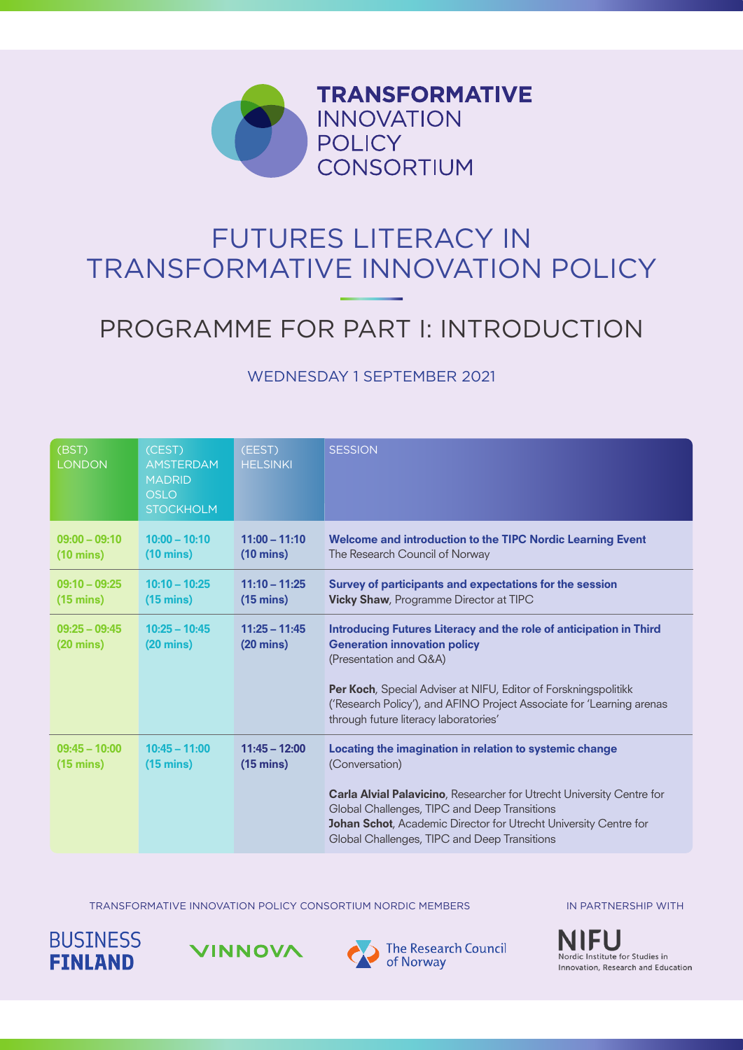TRANSFORMATIVE INNOVATION POLICY CONSORTIUM

# FUTURES LITERACY IN TRANSFORMATIVE INNOVATION POLICY

## PROGRAMME FOR PART I: INTRODUCTION

WEDNESDAY 1 SEPTEMBER 2021

| (BST) LONDON | (CEST) AMSTERDAM MADRID OSLO STOCKHOLM | (EEST) HELSINKI | SESSION |
|---|---|---|---|
| **09:00 – 09:10 (10 mins)** | **10:00 – 10:10 (10 mins)** | **11:00 – 11:10 (10 mins)** | **Welcome and introduction to the TIPC Nordic Learning Event**<br>The Research Council of Norway |
| **09:10 – 09:25 (15 mins)** | **10:10 – 10:25 (15 mins)** | **11:10 – 11:25 (15 mins)** | **Survey of participants and expectations for the session**<br>**Vicky Shaw**, Programme Director at TIPC |
| **09:25 – 09:45 (20 mins)** | **10:25 – 10:45 (20 mins)** | **11:25 – 11:45 (20 mins)** | **Introducing Futures Literacy and the role of anticipation in Third Generation innovation policy**<br>(Presentation and Q&A)<br><br>**Per Koch**, Special Adviser at NIFU, Editor of Forskningspolitikk ('Research Policy'), and AFINO Project Associate for 'Learning arenas through future literacy laboratories' |
| **09:45 – 10:00 (15 mins)** | **10:45 – 11:00 (15 mins)** | **11:45 – 12:00 (15 mins)** | **Locating the imagination in relation to systemic change**<br>(Conversation)<br><br>**Carla Alvial Palavicino**, Researcher for Utrecht University Centre for Global Challenges, TIPC and Deep Transitions<br>**Johan Schot**, Academic Director for Utrecht University Centre for Global Challenges, TIPC and Deep Transitions |

TRANSFORMATIVE INNOVATION POLICY CONSORTIUM NORDIC MEMBERS

BUSINESS FINLAND

VINNOVA

The Research Council of Norway

IN PARTNERSHIP WITH

NIFU Nordic Institute for Studies in Innovation, Research and Education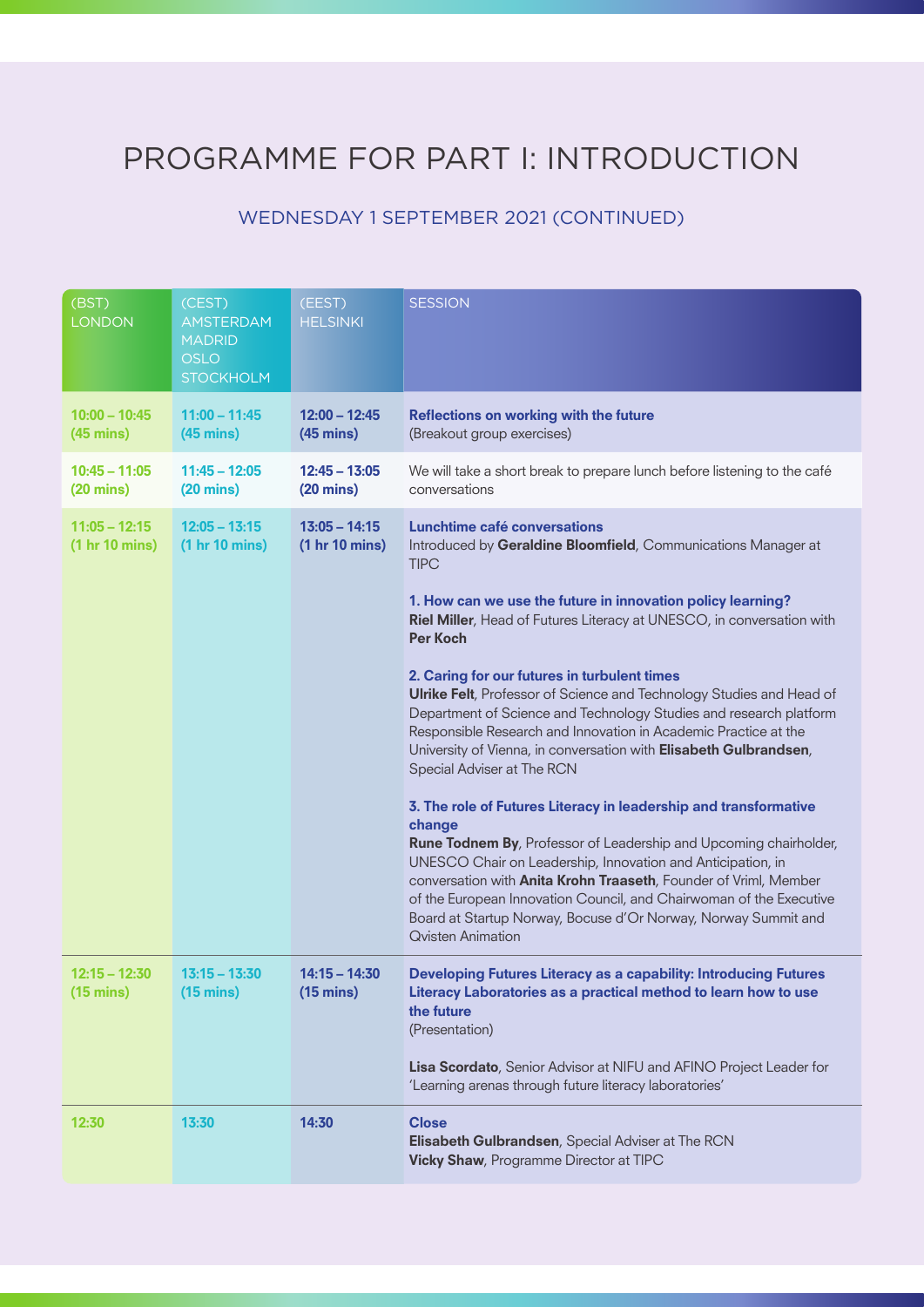# PROGRAMME FOR PART I: INTRODUCTION

## WEDNESDAY 1 SEPTEMBER 2021 (CONTINUED)

| (BST) LONDON | (CEST) AMSTERDAM MADRID OSLO STOCKHOLM | (EEST) HELSINKI | SESSION |
|---|---|---|---|
| **10:00 – 10:45 (45 mins)** | **11:00 – 11:45 (45 mins)** | **12:00 – 12:45 (45 mins)** | **Reflections on working with the future**<br>(Breakout group exercises) |
| **10:45 – 11:05 (20 mins)** | **11:45 – 12:05 (20 mins)** | **12:45 – 13:05 (20 mins)** | We will take a short break to prepare lunch before listening to the café conversations |
| **11:05 – 12:15 (1 hr 10 mins)** | **12:05 – 13:15 (1 hr 10 mins)** | **13:05 – 14:15 (1 hr 10 mins)** | **Lunchtime café conversations**<br>Introduced by **Geraldine Bloomfield**, Communications Manager at TIPC<br><br>**1. How can we use the future in innovation policy learning?**<br>**Riel Miller**, Head of Futures Literacy at UNESCO, in conversation with **Per Koch**<br><br>**2. Caring for our futures in turbulent times**<br>**Ulrike Felt**, Professor of Science and Technology Studies and Head of Department of Science and Technology Studies and research platform Responsible Research and Innovation in Academic Practice at the University of Vienna, in conversation with **Elisabeth Gulbrandsen**, Special Adviser at The RCN<br><br>**3. The role of Futures Literacy in leadership and transformative change**<br>**Rune Todnem By**, Professor of Leadership and Upcoming chairholder, UNESCO Chair on Leadership, Innovation and Anticipation, in conversation with **Anita Krohn Traaseth**, Founder of Vriml, Member of the European Innovation Council, and Chairwoman of the Executive Board at Startup Norway, Bocuse d'Or Norway, Norway Summit and Qvisten Animation |
| **12:15 – 12:30 (15 mins)** | **13:15 – 13:30 (15 mins)** | **14:15 – 14:30 (15 mins)** | **Developing Futures Literacy as a capability: Introducing Futures Literacy Laboratories as a practical method to learn how to use the future**<br>(Presentation)<br><br>**Lisa Scordato**, Senior Advisor at NIFU and AFINO Project Leader for 'Learning arenas through future literacy laboratories' |
| **12:30** | **13:30** | **14:30** | **Close**<br>**Elisabeth Gulbrandsen**, Special Adviser at The RCN<br>**Vicky Shaw**, Programme Director at TIPC |